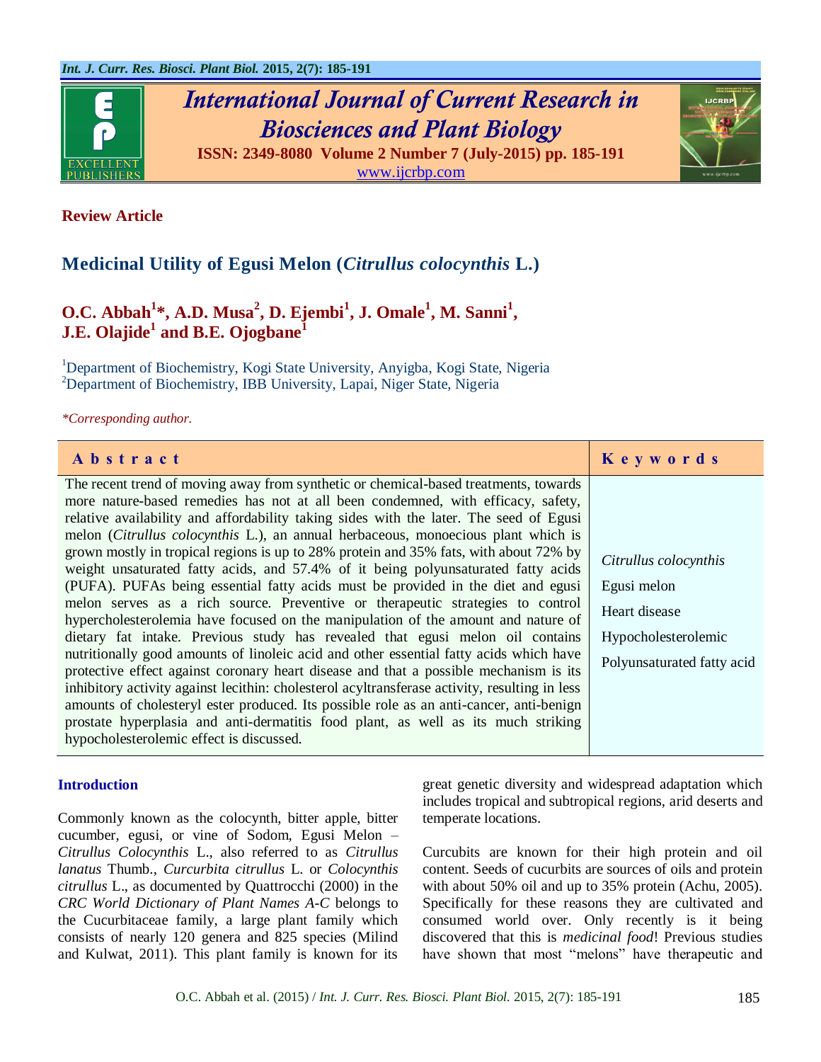**Review Article**

# Medicinal Utility of Egusi Melon (*Citrullus colocynthis* L.)

**O.C. Abbah[1]*, A.D. Musa[2], D. Ejembi[1], J. Omale[1], M. Sanni[1], J.E. Olajide[1] and B.E. Ojogbane[1]**

[1]Department of Biochemistry, Kogi State University, Anyigba, Kogi State, Nigeria
[2]Department of Biochemistry, IBB University, Lapai, Niger State, Nigeria

*\*Corresponding author.*

## Abstract

The recent trend of moving away from synthetic or chemical-based treatments, towards more nature-based remedies has not at all been condemned, with efficacy, safety, relative availability and affordability taking sides with the later. The seed of Egusi melon (*Citrullus colocynthis* L.), an annual herbaceous, monoecious plant which is grown mostly in tropical regions is up to 28% protein and 35% fats, with about 72% by weight unsaturated fatty acids, and 57.4% of it being polyunsaturated fatty acids (PUFA). PUFAs being essential fatty acids must be provided in the diet and egusi melon serves as a rich source. Preventive or therapeutic strategies to control hypercholesterolemia have focused on the manipulation of the amount and nature of dietary fat intake. Previous study has revealed that egusi melon oil contains nutritionally good amounts of linoleic acid and other essential fatty acids which have protective effect against coronary heart disease and that a possible mechanism is its inhibitory activity against lecithin: cholesterol acyltransferase activity, resulting in less amounts of cholesteryl ester produced. Its possible role as an anti-cancer, anti-benign prostate hyperplasia and anti-dermatitis food plant, as well as its much striking hypocholesterolemic effect is discussed.

## Keywords

*Citrullus colocynthis*
Egusi melon
Heart disease
Hypocholesterolemic
Polyunsaturated fatty acid

## Introduction

Commonly known as the colocynth, bitter apple, bitter cucumber, egusi, or vine of Sodom, Egusi Melon – *Citrullus Colocynthis* L., also referred to as *Citrullus lanatus* Thumb., *Curcurbita citrullus* L. or *Colocynthis citrullus* L., as documented by Quattrocchi (2000) in the *CRC World Dictionary of Plant Names A-C* belongs to the Cucurbitaceae family, a large plant family which consists of nearly 120 genera and 825 species (Milind and Kulwat, 2011). This plant family is known for its great genetic diversity and widespread adaptation which includes tropical and subtropical regions, arid deserts and temperate locations.

Curcubits are known for their high protein and oil content. Seeds of cucurbits are sources of oils and protein with about 50% oil and up to 35% protein (Achu, 2005). Specifically for these reasons they are cultivated and consumed world over. Only recently is it being discovered that this is *medicinal food*! Previous studies have shown that most "melons" have therapeutic and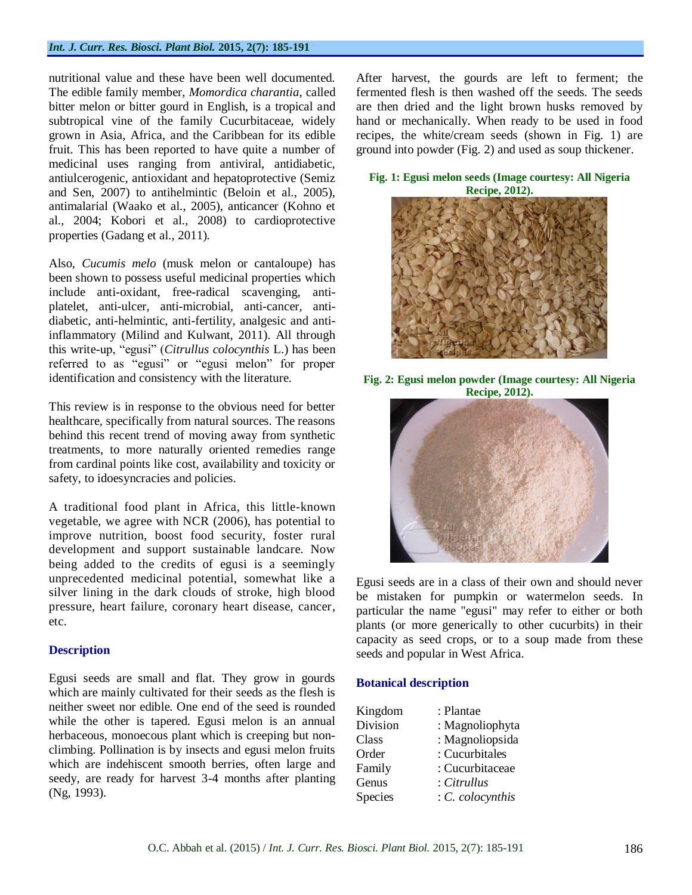nutritional value and these have been well documented. The edible family member, *Momordica charantia*, called bitter melon or bitter gourd in English, is a tropical and subtropical vine of the family Cucurbitaceae, widely grown in Asia, Africa, and the Caribbean for its edible fruit. This has been reported to have quite a number of medicinal uses ranging from antiviral, antidiabetic, antiulcerogenic, antioxidant and hepatoprotective (Semiz and Sen, 2007) to antihelmintic (Beloin et al., 2005), antimalarial (Waako et al., 2005), anticancer (Kohno et al., 2004; Kobori et al., 2008) to cardioprotective properties (Gadang et al., 2011).

Also, *Cucumis melo* (musk melon or cantaloupe) has been shown to possess useful medicinal properties which include anti-oxidant, free-radical scavenging, anti-platelet, anti-ulcer, anti-microbial, anti-cancer, anti-diabetic, anti-helmintic, anti-fertility, analgesic and anti-inflammatory (Milind and Kulwant, 2011). All through this write-up, "egusi" (*Citrullus colocynthis* L.) has been referred to as "egusi" or "egusi melon" for proper identification and consistency with the literature.

This review is in response to the obvious need for better healthcare, specifically from natural sources. The reasons behind this recent trend of moving away from synthetic treatments, to more naturally oriented remedies range from cardinal points like cost, availability and toxicity or safety, to idoesyncracies and policies.

A traditional food plant in Africa, this little-known vegetable, we agree with NCR (2006), has potential to improve nutrition, boost food security, foster rural development and support sustainable landcare. Now being added to the credits of egusi is a seemingly unprecedented medicinal potential, somewhat like a silver lining in the dark clouds of stroke, high blood pressure, heart failure, coronary heart disease, cancer, etc.

## Description

Egusi seeds are small and flat. They grow in gourds which are mainly cultivated for their seeds as the flesh is neither sweet nor edible. One end of the seed is rounded while the other is tapered. Egusi melon is an annual herbaceous, monoecous plant which is creeping but non-climbing. Pollination is by insects and egusi melon fruits which are indehiscent smooth berries, often large and seedy, are ready for harvest 3-4 months after planting (Ng, 1993).

After harvest, the gourds are left to ferment; the fermented flesh is then washed off the seeds. The seeds are then dried and the light brown husks removed by hand or mechanically. When ready to be used in food recipes, the white/cream seeds (shown in Fig. 1) are ground into powder (Fig. 2) and used as soup thickener.

**Fig. 1: Egusi melon seeds (Image courtesy: All Nigeria Recipe, 2012).**

**Fig. 2: Egusi melon powder (Image courtesy: All Nigeria Recipe, 2012).**

Egusi seeds are in a class of their own and should never be mistaken for pumpkin or watermelon seeds. In particular the name "egusi" may refer to either or both plants (or more generically to other cucurbits) in their capacity as seed crops, or to a soup made from these seeds and popular in West Africa.

## Botanical description

| | |
|---|---|
| Kingdom | : Plantae |
| Division | : Magnoliophyta |
| Class | : Magnoliopsida |
| Order | : Cucurbitales |
| Family | : Cucurbitaceae |
| Genus | : *Citrullus* |
| Species | : *C. colocynthis* |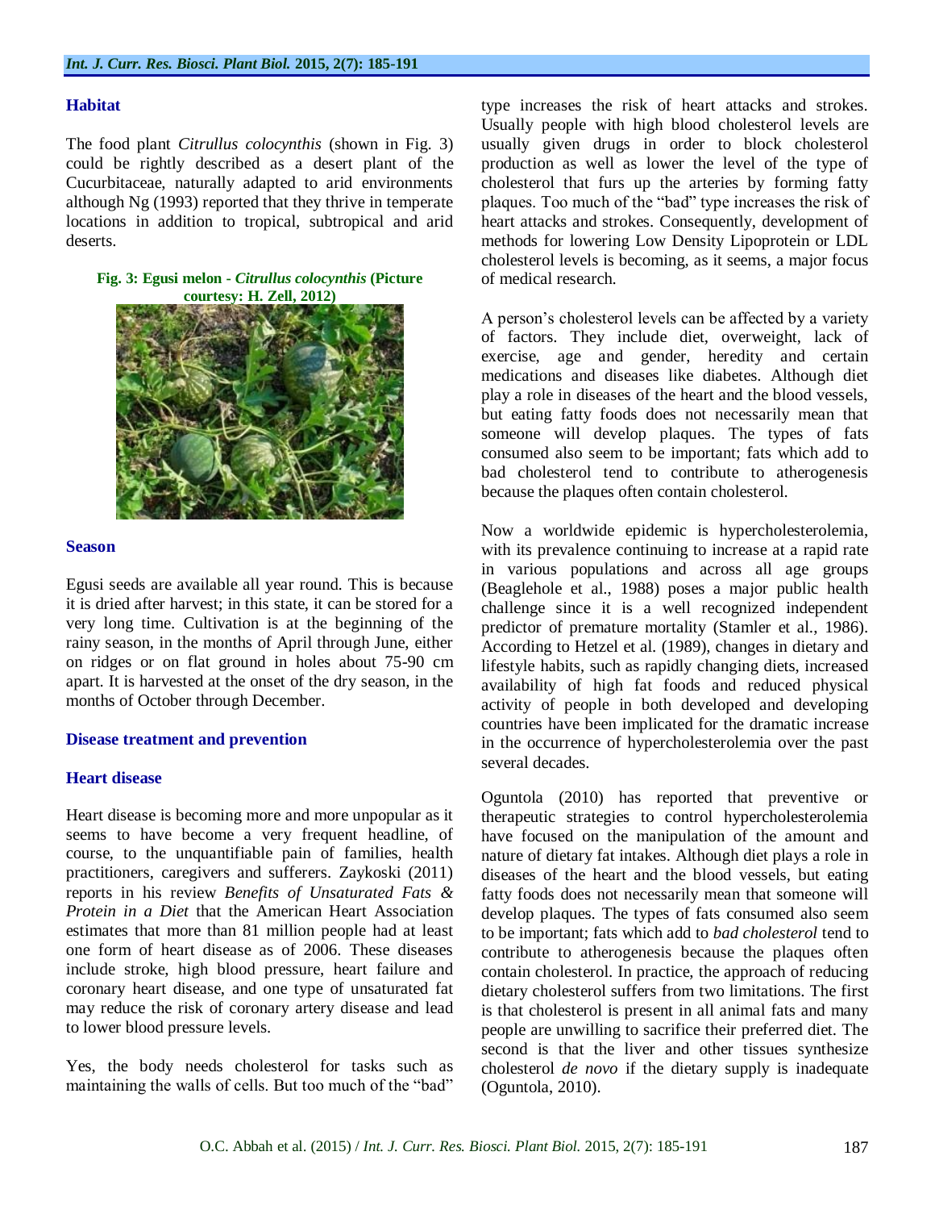## Habitat

The food plant *Citrullus colocynthis* (shown in Fig. 3) could be rightly described as a desert plant of the Cucurbitaceae, naturally adapted to arid environments although Ng (1993) reported that they thrive in temperate locations in addition to tropical, subtropical and arid deserts.

**Fig. 3: Egusi melon - *Citrullus colocynthis* (Picture courtesy: H. Zell, 2012)**

## Season

Egusi seeds are available all year round. This is because it is dried after harvest; in this state, it can be stored for a very long time. Cultivation is at the beginning of the rainy season, in the months of April through June, either on ridges or on flat ground in holes about 75-90 cm apart. It is harvested at the onset of the dry season, in the months of October through December.

## Disease treatment and prevention

### Heart disease

Heart disease is becoming more and more unpopular as it seems to have become a very frequent headline, of course, to the unquantifiable pain of families, health practitioners, caregivers and sufferers. Zaykoski (2011) reports in his review *Benefits of Unsaturated Fats & Protein in a Diet* that the American Heart Association estimates that more than 81 million people had at least one form of heart disease as of 2006. These diseases include stroke, high blood pressure, heart failure and coronary heart disease, and one type of unsaturated fat may reduce the risk of coronary artery disease and lead to lower blood pressure levels.

Yes, the body needs cholesterol for tasks such as maintaining the walls of cells. But too much of the "bad" type increases the risk of heart attacks and strokes. Usually people with high blood cholesterol levels are usually given drugs in order to block cholesterol production as well as lower the level of the type of cholesterol that furs up the arteries by forming fatty plaques. Too much of the "bad" type increases the risk of heart attacks and strokes. Consequently, development of methods for lowering Low Density Lipoprotein or LDL cholesterol levels is becoming, as it seems, a major focus of medical research.

A person's cholesterol levels can be affected by a variety of factors. They include diet, overweight, lack of exercise, age and gender, heredity and certain medications and diseases like diabetes. Although diet play a role in diseases of the heart and the blood vessels, but eating fatty foods does not necessarily mean that someone will develop plaques. The types of fats consumed also seem to be important; fats which add to bad cholesterol tend to contribute to atherogenesis because the plaques often contain cholesterol.

Now a worldwide epidemic is hypercholesterolemia, with its prevalence continuing to increase at a rapid rate in various populations and across all age groups (Beaglehole et al., 1988) poses a major public health challenge since it is a well recognized independent predictor of premature mortality (Stamler et al., 1986). According to Hetzel et al. (1989), changes in dietary and lifestyle habits, such as rapidly changing diets, increased availability of high fat foods and reduced physical activity of people in both developed and developing countries have been implicated for the dramatic increase in the occurrence of hypercholesterolemia over the past several decades.

Oguntola (2010) has reported that preventive or therapeutic strategies to control hypercholesterolemia have focused on the manipulation of the amount and nature of dietary fat intakes. Although diet plays a role in diseases of the heart and the blood vessels, but eating fatty foods does not necessarily mean that someone will develop plaques. The types of fats consumed also seem to be important; fats which add to *bad cholesterol* tend to contribute to atherogenesis because the plaques often contain cholesterol. In practice, the approach of reducing dietary cholesterol suffers from two limitations. The first is that cholesterol is present in all animal fats and many people are unwilling to sacrifice their preferred diet. The second is that the liver and other tissues synthesize cholesterol *de novo* if the dietary supply is inadequate (Oguntola, 2010).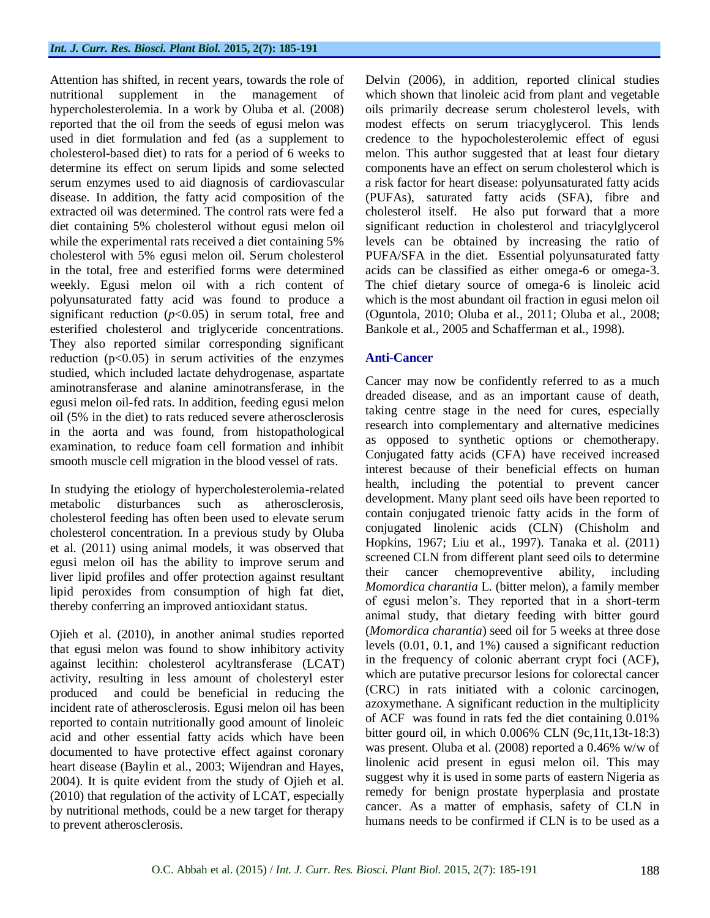Attention has shifted, in recent years, towards the role of nutritional supplement in the management of hypercholesterolemia. In a work by Oluba et al. (2008) reported that the oil from the seeds of egusi melon was used in diet formulation and fed (as a supplement to cholesterol-based diet) to rats for a period of 6 weeks to determine its effect on serum lipids and some selected serum enzymes used to aid diagnosis of cardiovascular disease. In addition, the fatty acid composition of the extracted oil was determined. The control rats were fed a diet containing 5% cholesterol without egusi melon oil while the experimental rats received a diet containing 5% cholesterol with 5% egusi melon oil. Serum cholesterol in the total, free and esterified forms were determined weekly. Egusi melon oil with a rich content of polyunsaturated fatty acid was found to produce a significant reduction ($p$<0.05) in serum total, free and esterified cholesterol and triglyceride concentrations. They also reported similar corresponding significant reduction (p<0.05) in serum activities of the enzymes studied, which included lactate dehydrogenase, aspartate aminotransferase and alanine aminotransferase, in the egusi melon oil-fed rats. In addition, feeding egusi melon oil (5% in the diet) to rats reduced severe atherosclerosis in the aorta and was found, from histopathological examination, to reduce foam cell formation and inhibit smooth muscle cell migration in the blood vessel of rats.

In studying the etiology of hypercholesterolemia-related metabolic disturbances such as atherosclerosis, cholesterol feeding has often been used to elevate serum cholesterol concentration. In a previous study by Oluba et al. (2011) using animal models, it was observed that egusi melon oil has the ability to improve serum and liver lipid profiles and offer protection against resultant lipid peroxides from consumption of high fat diet, thereby conferring an improved antioxidant status.

Ojieh et al. (2010), in another animal studies reported that egusi melon was found to show inhibitory activity against lecithin: cholesterol acyltransferase (LCAT) activity, resulting in less amount of cholesteryl ester produced and could be beneficial in reducing the incident rate of atherosclerosis. Egusi melon oil has been reported to contain nutritionally good amount of linoleic acid and other essential fatty acids which have been documented to have protective effect against coronary heart disease (Baylin et al., 2003; Wijendran and Hayes, 2004). It is quite evident from the study of Ojieh et al. (2010) that regulation of the activity of LCAT, especially by nutritional methods, could be a new target for therapy to prevent atherosclerosis.

Delvin (2006), in addition, reported clinical studies which shown that linoleic acid from plant and vegetable oils primarily decrease serum cholesterol levels, with modest effects on serum triacyglycerol. This lends credence to the hypocholesterolemic effect of egusi melon. This author suggested that at least four dietary components have an effect on serum cholesterol which is a risk factor for heart disease: polyunsaturated fatty acids (PUFAs), saturated fatty acids (SFA), fibre and cholesterol itself. He also put forward that a more significant reduction in cholesterol and triacylglycerol levels can be obtained by increasing the ratio of PUFA/SFA in the diet. Essential polyunsaturated fatty acids can be classified as either omega-6 or omega-3. The chief dietary source of omega-6 is linoleic acid which is the most abundant oil fraction in egusi melon oil (Oguntola, 2010; Oluba et al., 2011; Oluba et al., 2008; Bankole et al., 2005 and Schafferman et al., 1998).

## Anti-Cancer

Cancer may now be confidently referred to as a much dreaded disease, and as an important cause of death, taking centre stage in the need for cures, especially research into complementary and alternative medicines as opposed to synthetic options or chemotherapy. Conjugated fatty acids (CFA) have received increased interest because of their beneficial effects on human health, including the potential to prevent cancer development. Many plant seed oils have been reported to contain conjugated trienoic fatty acids in the form of conjugated linolenic acids (CLN) (Chisholm and Hopkins, 1967; Liu et al., 1997). Tanaka et al. (2011) screened CLN from different plant seed oils to determine their cancer chemopreventive ability, including *Momordica charantia* L. (bitter melon), a family member of egusi melon's. They reported that in a short-term animal study, that dietary feeding with bitter gourd (*Momordica charantia*) seed oil for 5 weeks at three dose levels (0.01, 0.1, and 1%) caused a significant reduction in the frequency of colonic aberrant crypt foci (ACF), which are putative precursor lesions for colorectal cancer (CRC) in rats initiated with a colonic carcinogen, azoxymethane. A significant reduction in the multiplicity of ACF was found in rats fed the diet containing 0.01% bitter gourd oil, in which 0.006% CLN (9c,11t,13t-18:3) was present. Oluba et al. (2008) reported a 0.46% w/w of linolenic acid present in egusi melon oil. This may suggest why it is used in some parts of eastern Nigeria as remedy for benign prostate hyperplasia and prostate cancer. As a matter of emphasis, safety of CLN in humans needs to be confirmed if CLN is to be used as a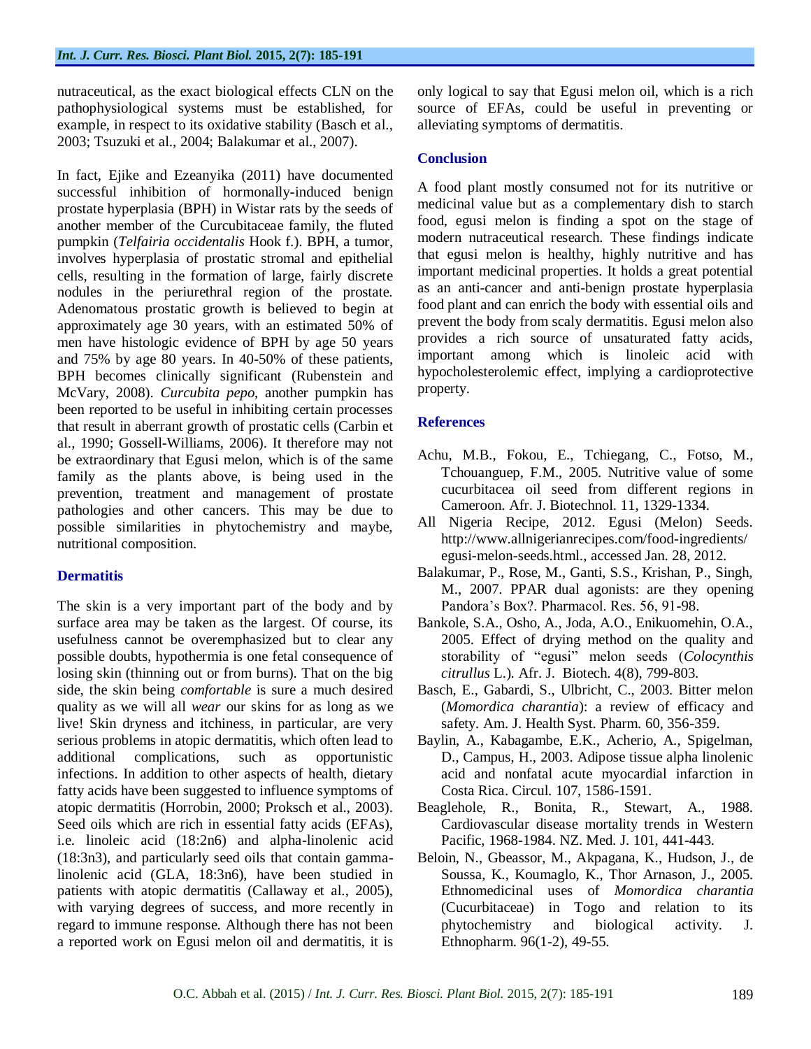nutraceutical, as the exact biological effects CLN on the pathophysiological systems must be established, for example, in respect to its oxidative stability (Basch et al., 2003; Tsuzuki et al., 2004; Balakumar et al., 2007).

In fact, Ejike and Ezeanyika (2011) have documented successful inhibition of hormonally-induced benign prostate hyperplasia (BPH) in Wistar rats by the seeds of another member of the Curcubitaceae family, the fluted pumpkin (*Telfairia occidentalis* Hook f.). BPH, a tumor, involves hyperplasia of prostatic stromal and epithelial cells, resulting in the formation of large, fairly discrete nodules in the periurethral region of the prostate. Adenomatous prostatic growth is believed to begin at approximately age 30 years, with an estimated 50% of men have histologic evidence of BPH by age 50 years and 75% by age 80 years. In 40-50% of these patients, BPH becomes clinically significant (Rubenstein and McVary, 2008). *Curcubita pepo*, another pumpkin has been reported to be useful in inhibiting certain processes that result in aberrant growth of prostatic cells (Carbin et al., 1990; Gossell-Williams, 2006). It therefore may not be extraordinary that Egusi melon, which is of the same family as the plants above, is being used in the prevention, treatment and management of prostate pathologies and other cancers. This may be due to possible similarities in phytochemistry and maybe, nutritional composition.

## Dermatitis

The skin is a very important part of the body and by surface area may be taken as the largest. Of course, its usefulness cannot be overemphasized but to clear any possible doubts, hypothermia is one fetal consequence of losing skin (thinning out or from burns). That on the big side, the skin being *comfortable* is sure a much desired quality as we will all *wear* our skins for as long as we live! Skin dryness and itchiness, in particular, are very serious problems in atopic dermatitis, which often lead to additional complications, such as opportunistic infections. In addition to other aspects of health, dietary fatty acids have been suggested to influence symptoms of atopic dermatitis (Horrobin, 2000; Proksch et al., 2003). Seed oils which are rich in essential fatty acids (EFAs), i.e. linoleic acid (18:2n6) and alpha-linolenic acid (18:3n3), and particularly seed oils that contain gamma-linolenic acid (GLA, 18:3n6), have been studied in patients with atopic dermatitis (Callaway et al., 2005), with varying degrees of success, and more recently in regard to immune response. Although there has not been a reported work on Egusi melon oil and dermatitis, it is only logical to say that Egusi melon oil, which is a rich source of EFAs, could be useful in preventing or alleviating symptoms of dermatitis.

## Conclusion

A food plant mostly consumed not for its nutritive or medicinal value but as a complementary dish to starch food, egusi melon is finding a spot on the stage of modern nutraceutical research. These findings indicate that egusi melon is healthy, highly nutritive and has important medicinal properties. It holds a great potential as an anti-cancer and anti-benign prostate hyperplasia food plant and can enrich the body with essential oils and prevent the body from scaly dermatitis. Egusi melon also provides a rich source of unsaturated fatty acids, important among which is linoleic acid with hypocholesterolemic effect, implying a cardioprotective property.

## References

Achu, M.B., Fokou, E., Tchiegang, C., Fotso, M., Tchouanguep, F.M., 2005. Nutritive value of some cucurbitacea oil seed from different regions in Cameroon. Afr. J. Biotechnol. 11, 1329-1334.

All Nigeria Recipe, 2012. Egusi (Melon) Seeds. http://www.allnigerianrecipes.com/food-ingredients/egusi-melon-seeds.html., accessed Jan. 28, 2012.

Balakumar, P., Rose, M., Ganti, S.S., Krishan, P., Singh, M., 2007. PPAR dual agonists: are they opening Pandora's Box?. Pharmacol. Res. 56, 91-98.

Bankole, S.A., Osho, A., Joda, A.O., Enikuomehin, O.A., 2005. Effect of drying method on the quality and storability of "egusi" melon seeds (*Colocynthis citrullus* L.). Afr. J. Biotech. 4(8), 799-803.

Basch, E., Gabardi, S., Ulbricht, C., 2003. Bitter melon (*Momordica charantia*): a review of efficacy and safety. Am. J. Health Syst. Pharm. 60, 356-359.

Baylin, A., Kabagambe, E.K., Acherio, A., Spigelman, D., Campus, H., 2003. Adipose tissue alpha linolenic acid and nonfatal acute myocardial infarction in Costa Rica. Circul. 107, 1586-1591.

Beaglehole, R., Bonita, R., Stewart, A., 1988. Cardiovascular disease mortality trends in Western Pacific, 1968-1984. NZ. Med. J. 101, 441-443.

Beloin, N., Gbeassor, M., Akpagana, K., Hudson, J., de Soussa, K., Koumaglo, K., Thor Arnason, J., 2005. Ethnomedicinal uses of *Momordica charantia* (Cucurbitaceae) in Togo and relation to its phytochemistry and biological activity. J. Ethnopharm. 96(1-2), 49-55.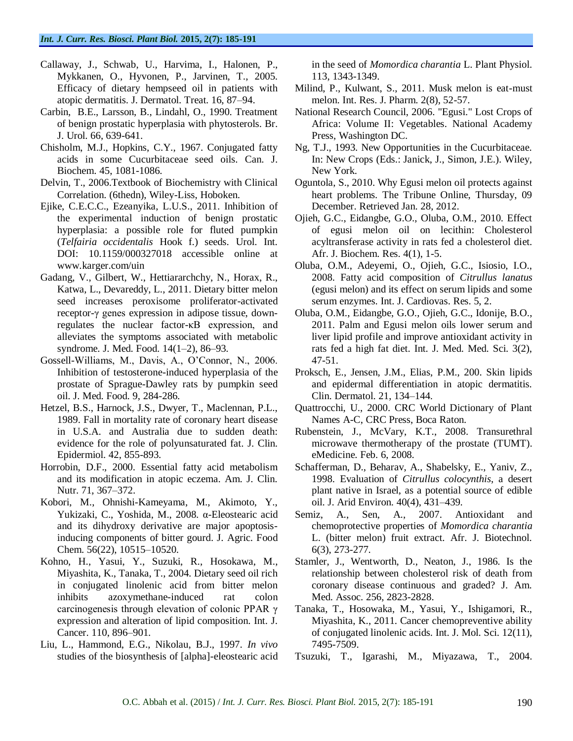Callaway, J., Schwab, U., Harvima, I., Halonen, P., Mykkanen, O., Hyvonen, P., Jarvinen, T., 2005. Efficacy of dietary hempseed oil in patients with atopic dermatitis. J. Dermatol. Treat. 16, 87–94.

Carbin, B.E., Larsson, B., Lindahl, O., 1990. Treatment of benign prostatic hyperplasia with phytosterols. Br. J. Urol. 66, 639-641.

Chisholm, M.J., Hopkins, C.Y., 1967. Conjugated fatty acids in some Cucurbitaceae seed oils. Can. J. Biochem. 45, 1081-1086.

Delvin, T., 2006.Textbook of Biochemistry with Clinical Correlation. (6thedn), Wiley-Liss, Hoboken.

Ejike, C.E.C.C., Ezeanyika, L.U.S., 2011. Inhibition of the experimental induction of benign prostatic hyperplasia: a possible role for fluted pumpkin (*Telfairia occidentalis* Hook f.) seeds. Urol. Int. DOI: 10.1159/000327018 accessible online at www.karger.com/uin

Gadang, V., Gilbert, W., Hettiararchchy, N., Horax, R., Katwa, L., Devareddy, L., 2011. Dietary bitter melon seed increases peroxisome proliferator-activated receptor-γ genes expression in adipose tissue, down-regulates the nuclear factor-κB expression, and alleviates the symptoms associated with metabolic syndrome. J. Med. Food. 14(1–2), 86–93.

Gossell-Williams, M., Davis, A., O'Connor, N., 2006. Inhibition of testosterone-induced hyperplasia of the prostate of Sprague-Dawley rats by pumpkin seed oil. J. Med. Food. 9, 284-286.

Hetzel, B.S., Harnock, J.S., Dwyer, T., Maclennan, P.L., 1989. Fall in mortality rate of coronary heart disease in U.S.A. and Australia due to sudden death: evidence for the role of polyunsaturated fat. J. Clin. Epidermiol. 42, 855-893.

Horrobin, D.F., 2000. Essential fatty acid metabolism and its modification in atopic eczema. Am. J. Clin. Nutr. 71, 367–372.

Kobori, M., Ohnishi-Kameyama, M., Akimoto, Y., Yukizaki, C., Yoshida, M., 2008. α-Eleostearic acid and its dihydroxy derivative are major apoptosis-inducing components of bitter gourd. J. Agric. Food Chem. 56(22), 10515–10520.

Kohno, H., Yasui, Y., Suzuki, R., Hosokawa, M., Miyashita, K., Tanaka, T., 2004. Dietary seed oil rich in conjugated linolenic acid from bitter melon inhibits azoxymethane-induced rat colon carcinogenesis through elevation of colonic PPAR γ expression and alteration of lipid composition. Int. J. Cancer. 110, 896–901.

Liu, L., Hammond, E.G., Nikolau, B.J., 1997. *In vivo* studies of the biosynthesis of [alpha]-eleostearic acid in the seed of *Momordica charantia* L. Plant Physiol. 113, 1343-1349.

Milind, P., Kulwant, S., 2011. Musk melon is eat-must melon. Int. Res. J. Pharm. 2(8), 52-57.

National Research Council, 2006. "Egusi." Lost Crops of Africa: Volume II: Vegetables. National Academy Press, Washington DC.

Ng, T.J., 1993. New Opportunities in the Cucurbitaceae. In: New Crops (Eds.: Janick, J., Simon, J.E.). Wiley, New York.

Oguntola, S., 2010. Why Egusi melon oil protects against heart problems. The Tribune Online, Thursday, 09 December. Retrieved Jan. 28, 2012.

Ojieh, G.C., Eidangbe, G.O., Oluba, O.M., 2010. Effect of egusi melon oil on lecithin: Cholesterol acyltransferase activity in rats fed a cholesterol diet. Afr. J. Biochem. Res. 4(1), 1-5.

Oluba, O.M., Adeyemi, O., Ojieh, G.C., Isiosio, I.O., 2008. Fatty acid composition of *Citrullus lanatus* (egusi melon) and its effect on serum lipids and some serum enzymes. Int. J. Cardiovas. Res. 5, 2.

Oluba, O.M., Eidangbe, G.O., Ojieh, G.C., Idonije, B.O., 2011. Palm and Egusi melon oils lower serum and liver lipid profile and improve antioxidant activity in rats fed a high fat diet. Int. J. Med. Med. Sci. 3(2), 47-51.

Proksch, E., Jensen, J.M., Elias, P.M., 200. Skin lipids and epidermal differentiation in atopic dermatitis. Clin. Dermatol. 21, 134–144.

Quattrocchi, U., 2000. CRC World Dictionary of Plant Names A-C, CRC Press, Boca Raton.

Rubenstein, J., McVary, K.T., 2008. Transurethral microwave thermotherapy of the prostate (TUMT). eMedicine. Feb. 6, 2008.

Schafferman, D., Beharav, A., Shabelsky, E., Yaniv, Z., 1998. Evaluation of *Citrullus colocynthis*, a desert plant native in Israel, as a potential source of edible oil. J. Arid Environ. 40(4), 431–439.

Semiz, A., Sen, A., 2007. Antioxidant and chemoprotective properties of *Momordica charantia* L. (bitter melon) fruit extract. Afr. J. Biotechnol. 6(3), 273-277.

Stamler, J., Wentworth, D., Neaton, J., 1986. Is the relationship between cholesterol risk of death from coronary disease continuous and graded? J. Am. Med. Assoc. 256, 2823-2828.

Tanaka, T., Hosowaka, M., Yasui, Y., Ishigamori, R., Miyashita, K., 2011. Cancer chemopreventive ability of conjugated linolenic acids. Int. J. Mol. Sci. 12(11), 7495-7509.

Tsuzuki, T., Igarashi, M., Miyazawa, T., 2004.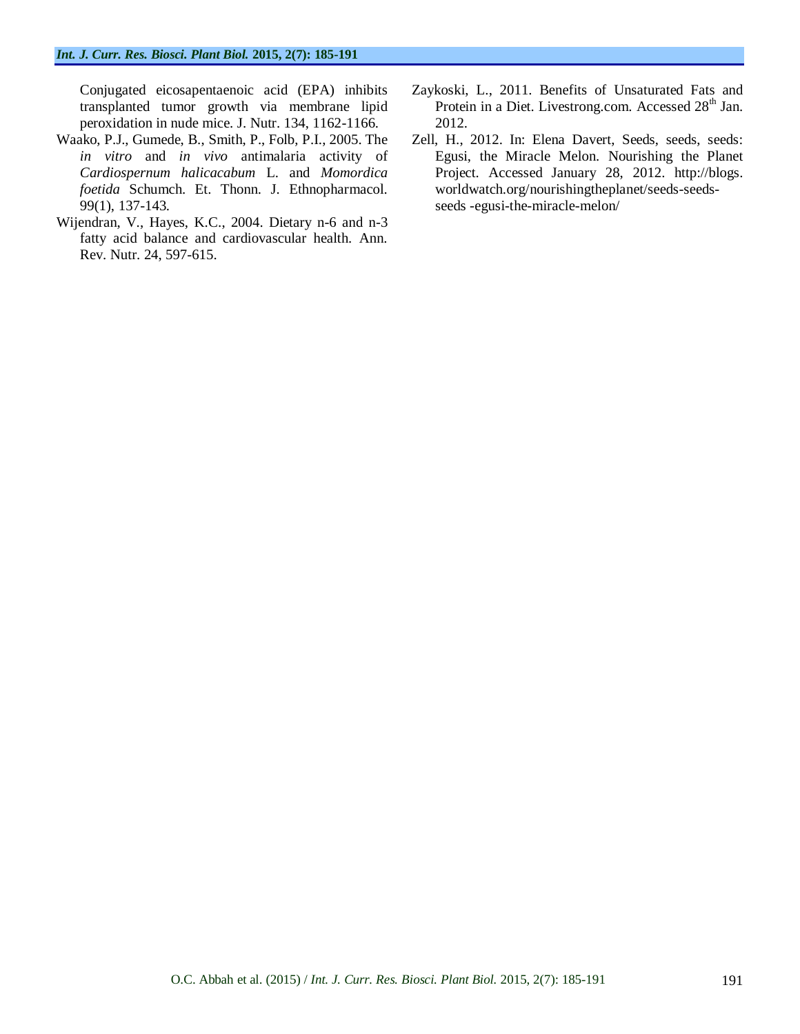Conjugated eicosapentaenoic acid (EPA) inhibits transplanted tumor growth via membrane lipid peroxidation in nude mice. J. Nutr. 134, 1162-1166.

Waako, P.J., Gumede, B., Smith, P., Folb, P.I., 2005. The *in vitro* and *in vivo* antimalaria activity of *Cardiospernum halicacabum* L. and *Momordica foetida* Schumch. Et. Thonn. J. Ethnopharmacol. 99(1), 137-143.

Wijendran, V., Hayes, K.C., 2004. Dietary n-6 and n-3 fatty acid balance and cardiovascular health. Ann. Rev. Nutr. 24, 597-615.

Zaykoski, L., 2011. Benefits of Unsaturated Fats and Protein in a Diet. Livestrong.com. Accessed 28th Jan. 2012.

Zell, H., 2012. In: Elena Davert, Seeds, seeds, seeds: Egusi, the Miracle Melon. Nourishing the Planet Project. Accessed January 28, 2012. http://blogs.worldwatch.org/nourishingtheplanet/seeds-seeds-seeds -egusi-the-miracle-melon/